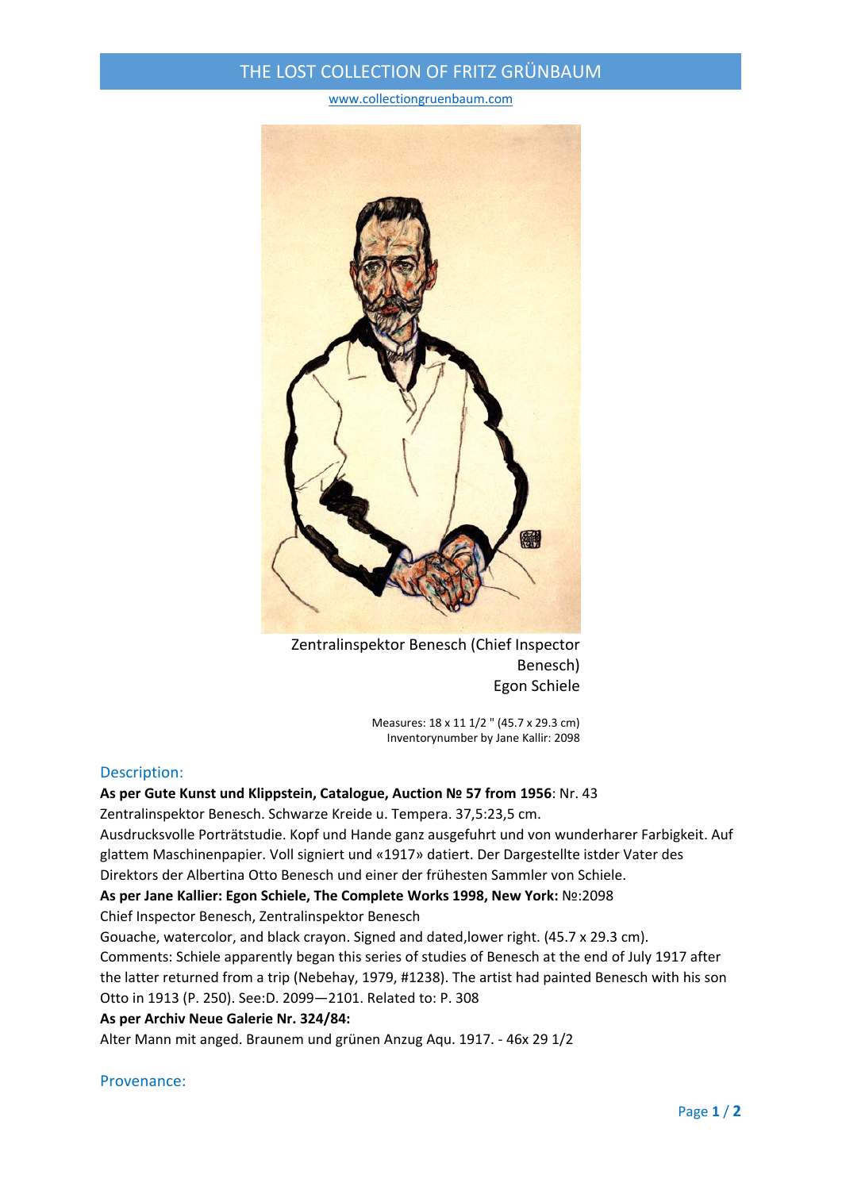# THE LOST COLLECTION OF FRITZ GRÜNBAUM

www.collectiongruenbaum.com

Zentralinspektor Benesch (Chief Inspector Benesch)
Egon Schiele

Measures: 18 x 11 1/2 " (45.7 x 29.3 cm)
Inventorynumber by Jane Kallir: 2098

## Description:

**As per Gute Kunst und Klippstein, Catalogue, Auction № 57 from 1956**: Nr. 43
Zentralinspektor Benesch. Schwarze Kreide u. Tempera. 37,5:23,5 cm.
Ausdrucksvolle Porträtstudie. Kopf und Hande ganz ausgefuhrt und von wunderharer Farbigkeit. Auf glattem Maschinenpapier. Voll signiert und «1917» datiert. Der Dargestellte istder Vater des Direktors der Albertina Otto Benesch und einer der frühesten Sammler von Schiele.

**As per Jane Kallier: Egon Schiele, The Complete Works 1998, New York:** №:2098
Chief Inspector Benesch, Zentralinspektor Benesch
Gouache, watercolor, and black crayon. Signed and dated,lower right. (45.7 x 29.3 cm).
Comments: Schiele apparently began this series of studies of Benesch at the end of July 1917 after the latter returned from a trip (Nebehay, 1979, #1238). The artist had painted Benesch with his son Otto in 1913 (P. 250). See:D. 2099—2101. Related to: P. 308

**As per Archiv Neue Galerie Nr. 324/84:**
Alter Mann mit anged. Braunem und grünen Anzug Aqu. 1917. - 46x 29 1/2

## Provenance: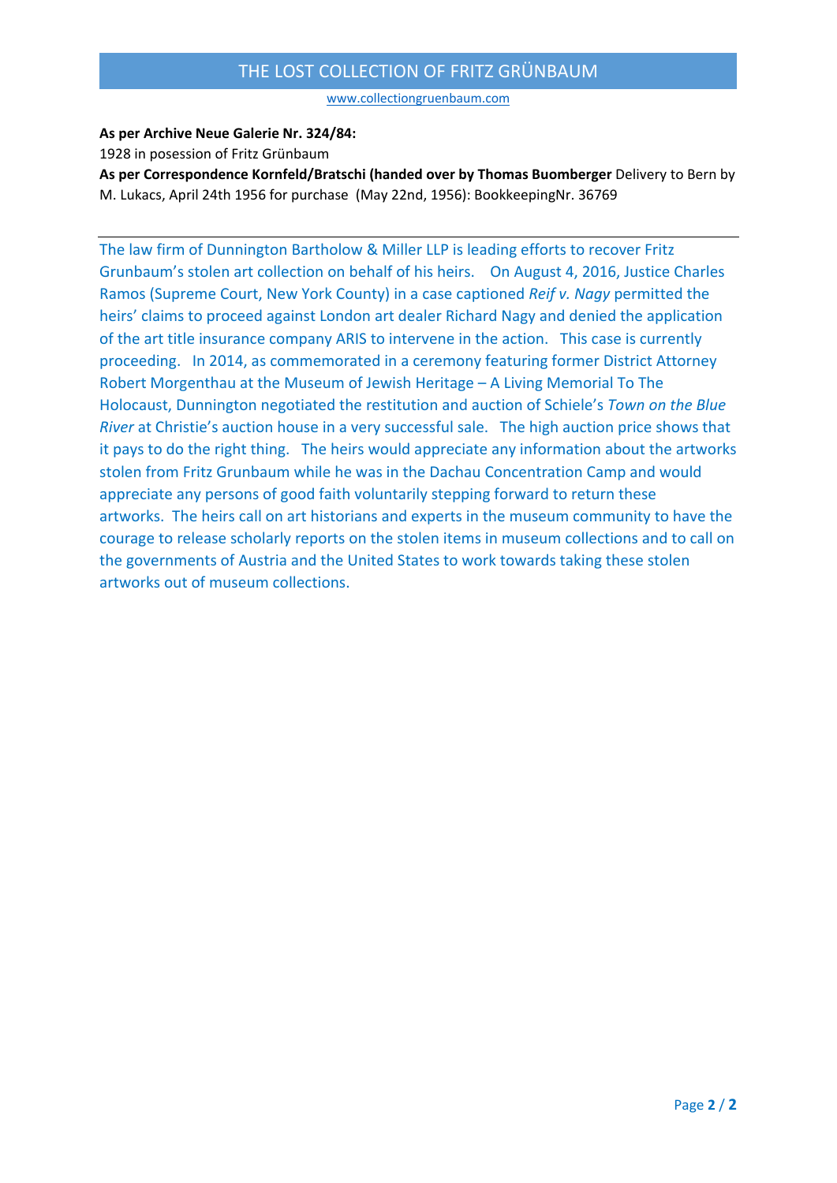**As per Archive Neue Galerie Nr. 324/84:**
1928 in posession of Fritz Grünbaum
**As per Correspondence Kornfeld/Bratschi (handed over by Thomas Buomberger** Delivery to Bern by M. Lukacs, April 24th 1956 for purchase (May 22nd, 1956): BookkeepingNr. 36769

---

The law firm of Dunnington Bartholow & Miller LLP is leading efforts to recover Fritz Grunbaum's stolen art collection on behalf of his heirs. On August 4, 2016, Justice Charles Ramos (Supreme Court, New York County) in a case captioned *Reif v. Nagy* permitted the heirs' claims to proceed against London art dealer Richard Nagy and denied the application of the art title insurance company ARIS to intervene in the action. This case is currently proceeding. In 2014, as commemorated in a ceremony featuring former District Attorney Robert Morgenthau at the Museum of Jewish Heritage – A Living Memorial To The Holocaust, Dunnington negotiated the restitution and auction of Schiele's *Town on the Blue River* at Christie's auction house in a very successful sale. The high auction price shows that it pays to do the right thing. The heirs would appreciate any information about the artworks stolen from Fritz Grunbaum while he was in the Dachau Concentration Camp and would appreciate any persons of good faith voluntarily stepping forward to return these artworks. The heirs call on art historians and experts in the museum community to have the courage to release scholarly reports on the stolen items in museum collections and to call on the governments of Austria and the United States to work towards taking these stolen artworks out of museum collections.